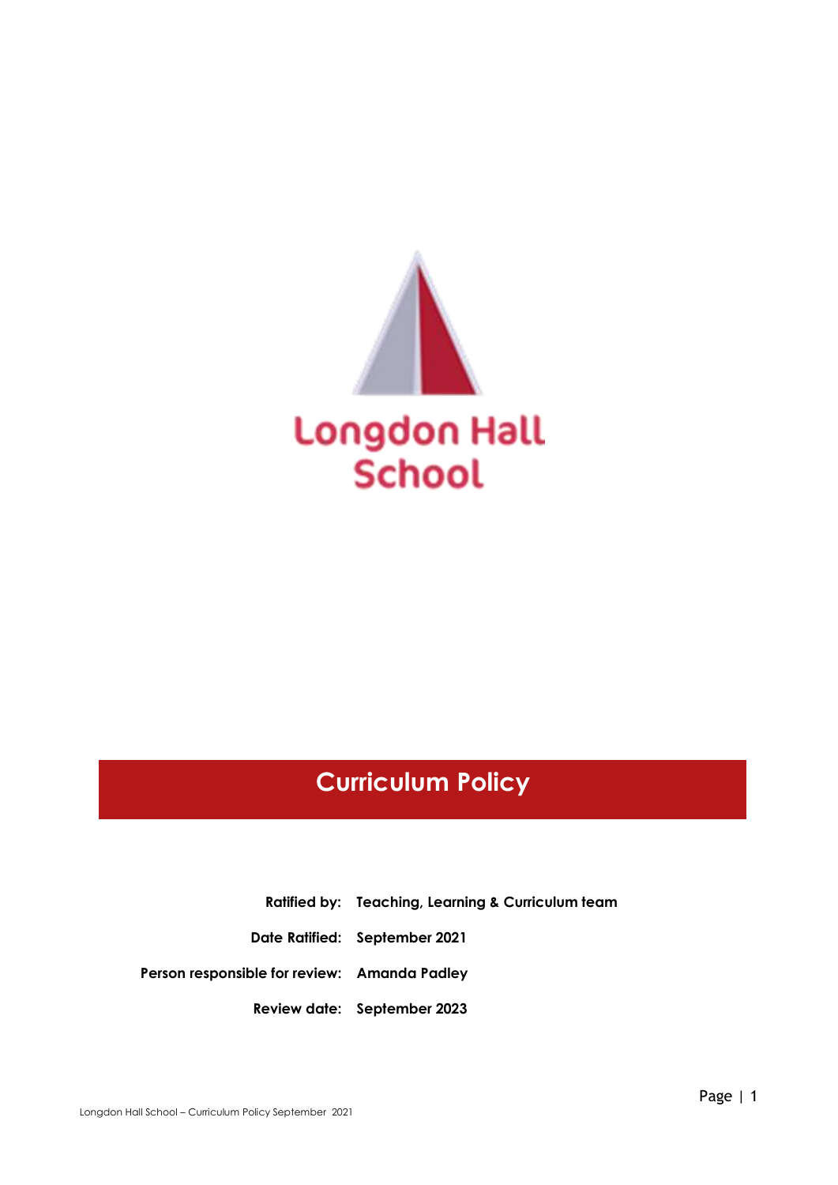Longdon Hall School

# Curriculum Policy

**Ratified by:** Teaching, Learning & Curriculum team

**Date Ratified:** September 2021

**Person responsible for review:** Amanda Padley

**Review date:** September 2023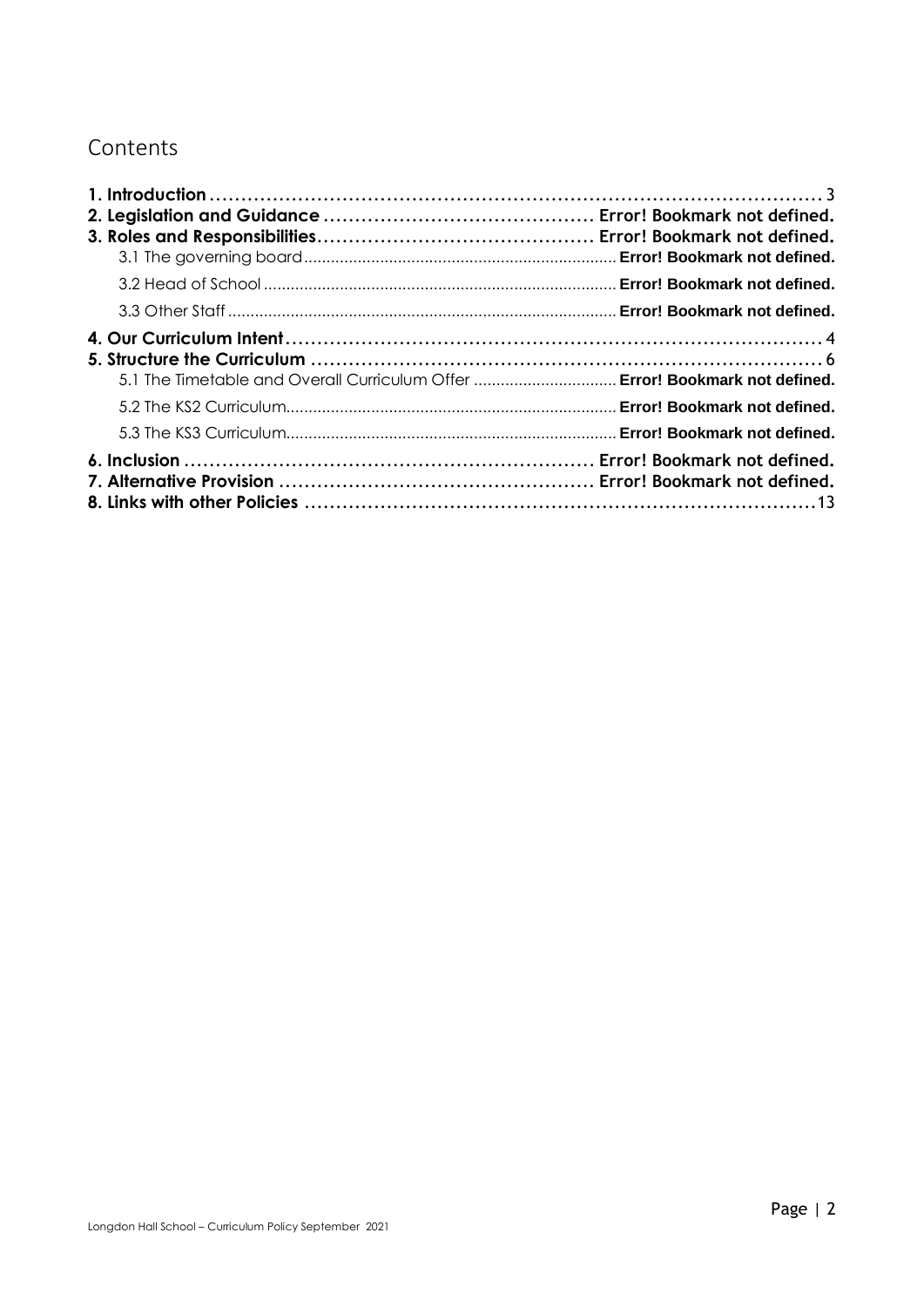# Contents

**1. Introduction** ........................................................................................ 3
**2. Legislation and Guidance** .......................................... **Error! Bookmark not defined.**
**3. Roles and Responsibilities** ........................................... **Error! Bookmark not defined.**
- 3.1 The governing board ........................................................ **Error! Bookmark not defined.**
- 3.2 Head of School ................................................................ **Error! Bookmark not defined.**
- 3.3 Other Staff ...................................................................... **Error! Bookmark not defined.**

**4. Our Curriculum Intent** ................................................................................. 4
**5. Structure the Curriculum** ............................................................................ 6
- 5.1 The Timetable and Overall Curriculum Offer ................................ **Error! Bookmark not defined.**
- 5.2 The KS2 Curriculum........................................................... **Error! Bookmark not defined.**
- 5.3 The KS3 Curriculum........................................................... **Error! Bookmark not defined.**

**6. Inclusion** ........................................................ **Error! Bookmark not defined.**
**7. Alternative Provision** ........................................... **Error! Bookmark not defined.**
**8. Links with other Policies** .......................................................................... 13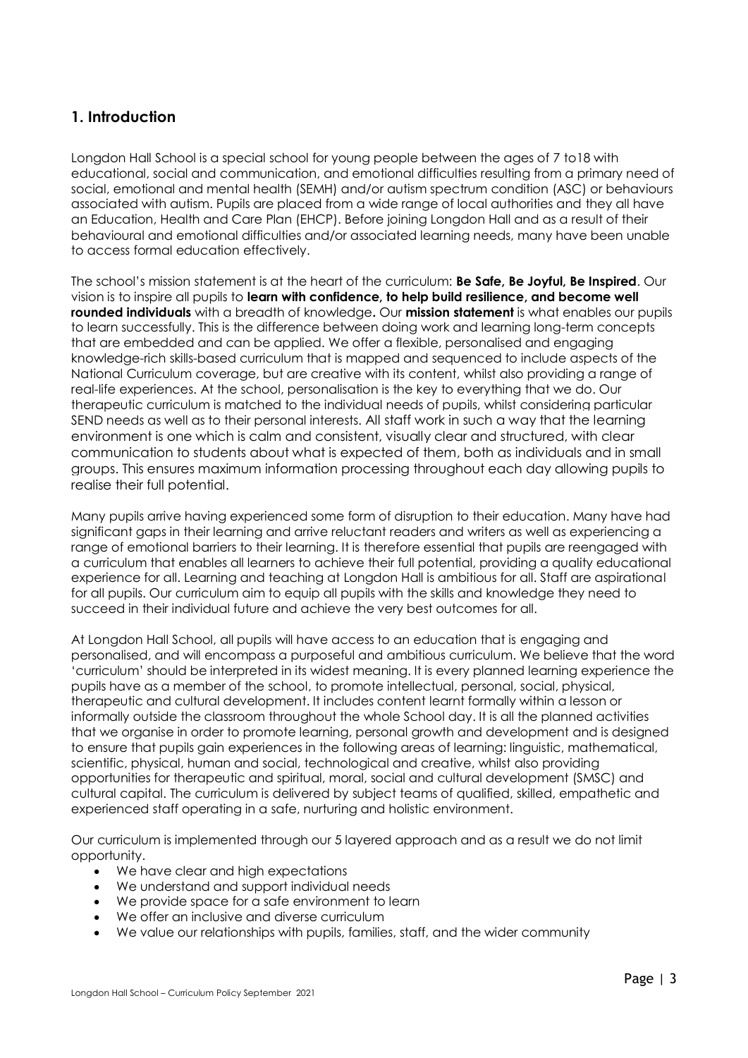## 1. Introduction

Longdon Hall School is a special school for young people between the ages of 7 to18 with educational, social and communication, and emotional difficulties resulting from a primary need of social, emotional and mental health (SEMH) and/or autism spectrum condition (ASC) or behaviours associated with autism. Pupils are placed from a wide range of local authorities and they all have an Education, Health and Care Plan (EHCP). Before joining Longdon Hall and as a result of their behavioural and emotional difficulties and/or associated learning needs, many have been unable to access formal education effectively.

The school's mission statement is at the heart of the curriculum: **Be Safe, Be Joyful, Be Inspired**. Our vision is to inspire all pupils to **learn with confidence, to help build resilience, and become well rounded individuals** with a breadth of knowledge**.** Our **mission statement** is what enables our pupils to learn successfully. This is the difference between doing work and learning long-term concepts that are embedded and can be applied. We offer a flexible, personalised and engaging knowledge-rich skills-based curriculum that is mapped and sequenced to include aspects of the National Curriculum coverage, but are creative with its content, whilst also providing a range of real-life experiences. At the school, personalisation is the key to everything that we do. Our therapeutic curriculum is matched to the individual needs of pupils, whilst considering particular SEND needs as well as to their personal interests. All staff work in such a way that the learning environment is one which is calm and consistent, visually clear and structured, with clear communication to students about what is expected of them, both as individuals and in small groups. This ensures maximum information processing throughout each day allowing pupils to realise their full potential.

Many pupils arrive having experienced some form of disruption to their education. Many have had significant gaps in their learning and arrive reluctant readers and writers as well as experiencing a range of emotional barriers to their learning. It is therefore essential that pupils are reengaged with a curriculum that enables all learners to achieve their full potential, providing a quality educational experience for all. Learning and teaching at Longdon Hall is ambitious for all. Staff are aspirational for all pupils. Our curriculum aim to equip all pupils with the skills and knowledge they need to succeed in their individual future and achieve the very best outcomes for all.

At Longdon Hall School, all pupils will have access to an education that is engaging and personalised, and will encompass a purposeful and ambitious curriculum. We believe that the word 'curriculum' should be interpreted in its widest meaning. It is every planned learning experience the pupils have as a member of the school, to promote intellectual, personal, social, physical, therapeutic and cultural development. It includes content learnt formally within a lesson or informally outside the classroom throughout the whole School day. It is all the planned activities that we organise in order to promote learning, personal growth and development and is designed to ensure that pupils gain experiences in the following areas of learning: linguistic, mathematical, scientific, physical, human and social, technological and creative, whilst also providing opportunities for therapeutic and spiritual, moral, social and cultural development (SMSC) and cultural capital. The curriculum is delivered by subject teams of qualified, skilled, empathetic and experienced staff operating in a safe, nurturing and holistic environment.

Our curriculum is implemented through our 5 layered approach and as a result we do not limit opportunity.

- We have clear and high expectations
- We understand and support individual needs
- We provide space for a safe environment to learn
- We offer an inclusive and diverse curriculum
- We value our relationships with pupils, families, staff, and the wider community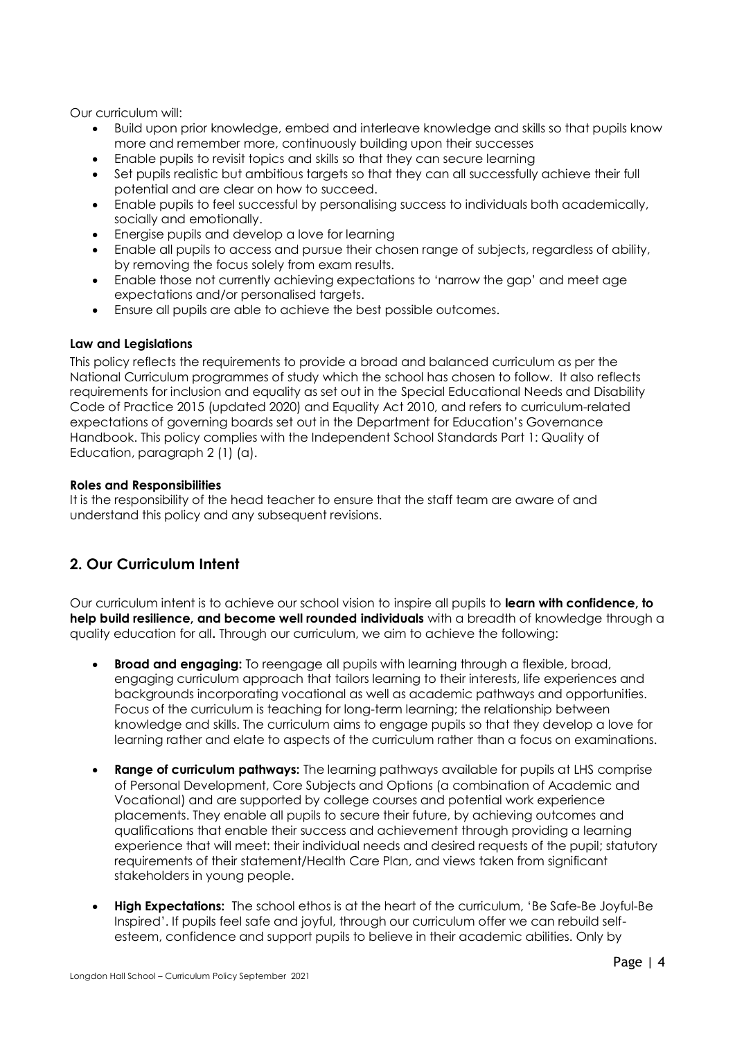Our curriculum will:

- Build upon prior knowledge, embed and interleave knowledge and skills so that pupils know more and remember more, continuously building upon their successes
- Enable pupils to revisit topics and skills so that they can secure learning
- Set pupils realistic but ambitious targets so that they can all successfully achieve their full potential and are clear on how to succeed.
- Enable pupils to feel successful by personalising success to individuals both academically, socially and emotionally.
- Energise pupils and develop a love for learning
- Enable all pupils to access and pursue their chosen range of subjects, regardless of ability, by removing the focus solely from exam results.
- Enable those not currently achieving expectations to 'narrow the gap' and meet age expectations and/or personalised targets.
- Ensure all pupils are able to achieve the best possible outcomes.

**Law and Legislations**

This policy reflects the requirements to provide a broad and balanced curriculum as per the National Curriculum programmes of study which the school has chosen to follow. It also reflects requirements for inclusion and equality as set out in the Special Educational Needs and Disability Code of Practice 2015 (updated 2020) and Equality Act 2010, and refers to curriculum-related expectations of governing boards set out in the Department for Education's Governance Handbook. This policy complies with the Independent School Standards Part 1: Quality of Education, paragraph 2 (1) (a).

**Roles and Responsibilities**

It is the responsibility of the head teacher to ensure that the staff team are aware of and understand this policy and any subsequent revisions.

## 2. Our Curriculum Intent

Our curriculum intent is to achieve our school vision to inspire all pupils to **learn with confidence, to help build resilience, and become well rounded individuals** with a breadth of knowledge through a quality education for all**.** Through our curriculum, we aim to achieve the following:

- **Broad and engaging:** To reengage all pupils with learning through a flexible, broad, engaging curriculum approach that tailors learning to their interests, life experiences and backgrounds incorporating vocational as well as academic pathways and opportunities. Focus of the curriculum is teaching for long-term learning; the relationship between knowledge and skills. The curriculum aims to engage pupils so that they develop a love for learning rather and elate to aspects of the curriculum rather than a focus on examinations.

- **Range of curriculum pathways:** The learning pathways available for pupils at LHS comprise of Personal Development, Core Subjects and Options (a combination of Academic and Vocational) and are supported by college courses and potential work experience placements. They enable all pupils to secure their future, by achieving outcomes and qualifications that enable their success and achievement through providing a learning experience that will meet: their individual needs and desired requests of the pupil; statutory requirements of their statement/Health Care Plan, and views taken from significant stakeholders in young people.

- **High Expectations:** The school ethos is at the heart of the curriculum, 'Be Safe-Be Joyful-Be Inspired'. If pupils feel safe and joyful, through our curriculum offer we can rebuild self-esteem, confidence and support pupils to believe in their academic abilities. Only by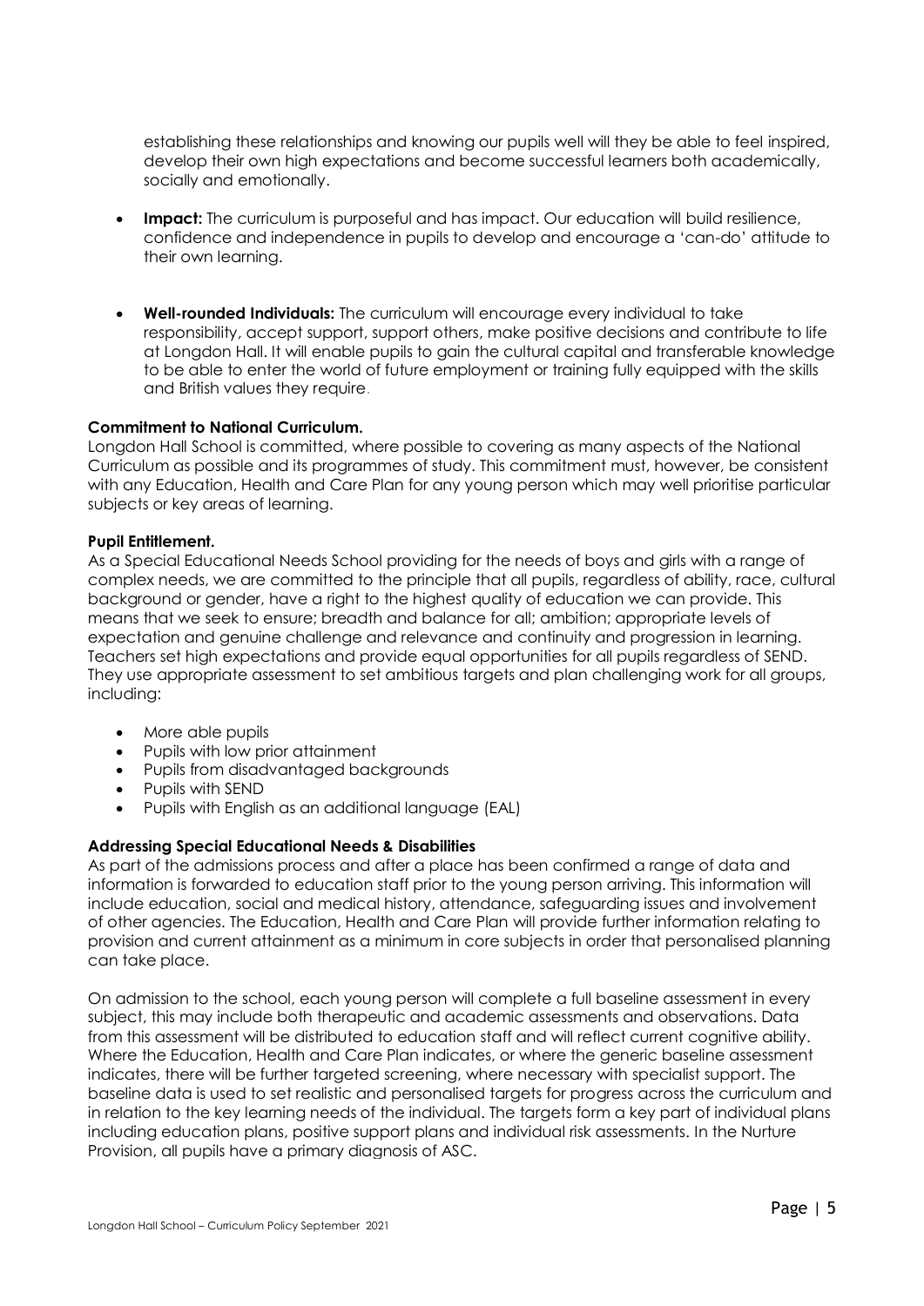establishing these relationships and knowing our pupils well will they be able to feel inspired, develop their own high expectations and become successful learners both academically, socially and emotionally.

- **Impact:** The curriculum is purposeful and has impact. Our education will build resilience, confidence and independence in pupils to develop and encourage a 'can-do' attitude to their own learning.

- **Well-rounded Individuals:** The curriculum will encourage every individual to take responsibility, accept support, support others, make positive decisions and contribute to life at Longdon Hall. It will enable pupils to gain the cultural capital and transferable knowledge to be able to enter the world of future employment or training fully equipped with the skills and British values they require.

**Commitment to National Curriculum.**

Longdon Hall School is committed, where possible to covering as many aspects of the National Curriculum as possible and its programmes of study. This commitment must, however, be consistent with any Education, Health and Care Plan for any young person which may well prioritise particular subjects or key areas of learning.

**Pupil Entitlement.**

As a Special Educational Needs School providing for the needs of boys and girls with a range of complex needs, we are committed to the principle that all pupils, regardless of ability, race, cultural background or gender, have a right to the highest quality of education we can provide. This means that we seek to ensure; breadth and balance for all; ambition; appropriate levels of expectation and genuine challenge and relevance and continuity and progression in learning. Teachers set high expectations and provide equal opportunities for all pupils regardless of SEND. They use appropriate assessment to set ambitious targets and plan challenging work for all groups, including:

- More able pupils
- Pupils with low prior attainment
- Pupils from disadvantaged backgrounds
- Pupils with SEND
- Pupils with English as an additional language (EAL)

**Addressing Special Educational Needs & Disabilities**

As part of the admissions process and after a place has been confirmed a range of data and information is forwarded to education staff prior to the young person arriving. This information will include education, social and medical history, attendance, safeguarding issues and involvement of other agencies. The Education, Health and Care Plan will provide further information relating to provision and current attainment as a minimum in core subjects in order that personalised planning can take place.

On admission to the school, each young person will complete a full baseline assessment in every subject, this may include both therapeutic and academic assessments and observations. Data from this assessment will be distributed to education staff and will reflect current cognitive ability. Where the Education, Health and Care Plan indicates, or where the generic baseline assessment indicates, there will be further targeted screening, where necessary with specialist support. The baseline data is used to set realistic and personalised targets for progress across the curriculum and in relation to the key learning needs of the individual. The targets form a key part of individual plans including education plans, positive support plans and individual risk assessments. In the Nurture Provision, all pupils have a primary diagnosis of ASC.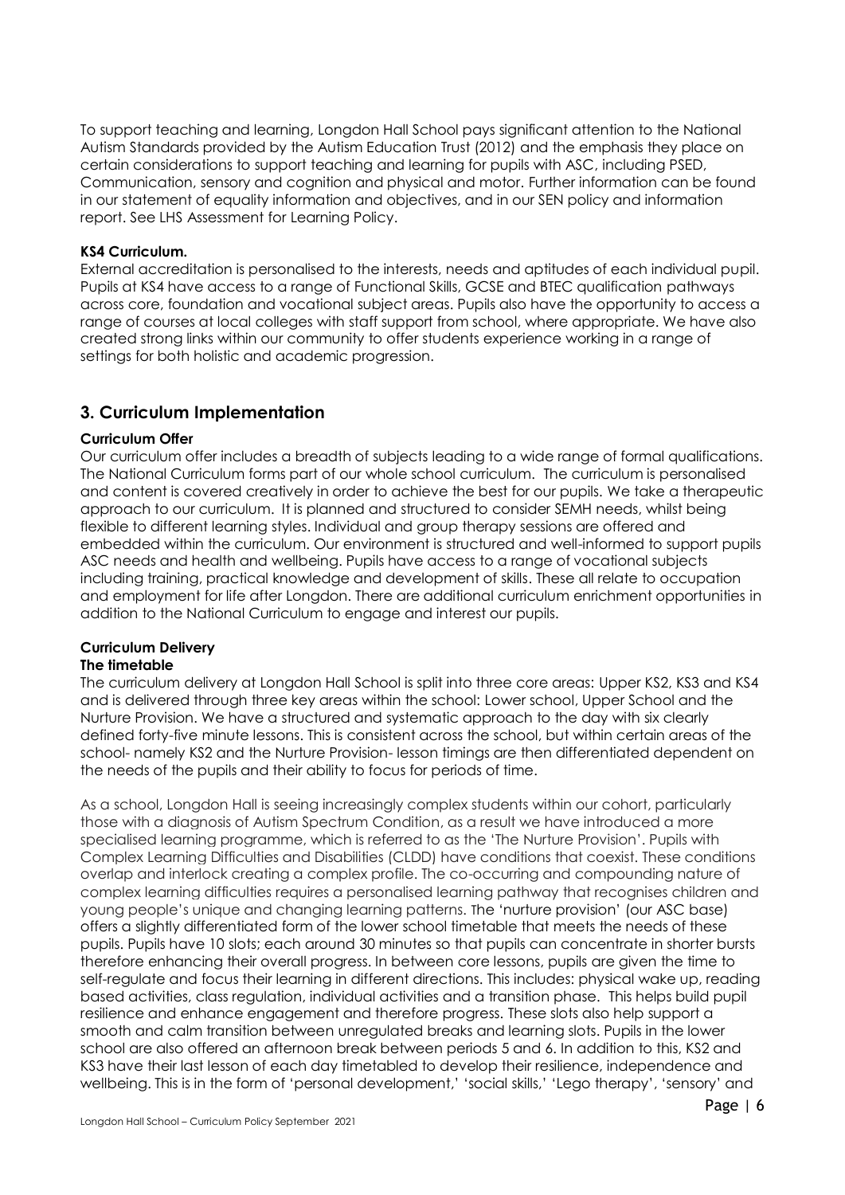To support teaching and learning, Longdon Hall School pays significant attention to the National Autism Standards provided by the Autism Education Trust (2012) and the emphasis they place on certain considerations to support teaching and learning for pupils with ASC, including PSED, Communication, sensory and cognition and physical and motor. Further information can be found in our statement of equality information and objectives, and in our SEN policy and information report. See LHS Assessment for Learning Policy.

**KS4 Curriculum.**
External accreditation is personalised to the interests, needs and aptitudes of each individual pupil. Pupils at KS4 have access to a range of Functional Skills, GCSE and BTEC qualification pathways across core, foundation and vocational subject areas. Pupils also have the opportunity to access a range of courses at local colleges with staff support from school, where appropriate. We have also created strong links within our community to offer students experience working in a range of settings for both holistic and academic progression.

## 3. Curriculum Implementation

**Curriculum Offer**
Our curriculum offer includes a breadth of subjects leading to a wide range of formal qualifications. The National Curriculum forms part of our whole school curriculum. The curriculum is personalised and content is covered creatively in order to achieve the best for our pupils. We take a therapeutic approach to our curriculum. It is planned and structured to consider SEMH needs, whilst being flexible to different learning styles. Individual and group therapy sessions are offered and embedded within the curriculum. Our environment is structured and well-informed to support pupils ASC needs and health and wellbeing. Pupils have access to a range of vocational subjects including training, practical knowledge and development of skills. These all relate to occupation and employment for life after Longdon. There are additional curriculum enrichment opportunities in addition to the National Curriculum to engage and interest our pupils.

**Curriculum Delivery**
**The timetable**
The curriculum delivery at Longdon Hall School is split into three core areas: Upper KS2, KS3 and KS4 and is delivered through three key areas within the school: Lower school, Upper School and the Nurture Provision. We have a structured and systematic approach to the day with six clearly defined forty-five minute lessons. This is consistent across the school, but within certain areas of the school- namely KS2 and the Nurture Provision- lesson timings are then differentiated dependent on the needs of the pupils and their ability to focus for periods of time.

As a school, Longdon Hall is seeing increasingly complex students within our cohort, particularly those with a diagnosis of Autism Spectrum Condition, as a result we have introduced a more specialised learning programme, which is referred to as the 'The Nurture Provision'. Pupils with Complex Learning Difficulties and Disabilities (CLDD) have conditions that coexist. These conditions overlap and interlock creating a complex profile. The co-occurring and compounding nature of complex learning difficulties requires a personalised learning pathway that recognises children and young people's unique and changing learning patterns. The 'nurture provision' (our ASC base) offers a slightly differentiated form of the lower school timetable that meets the needs of these pupils. Pupils have 10 slots; each around 30 minutes so that pupils can concentrate in shorter bursts therefore enhancing their overall progress. In between core lessons, pupils are given the time to self-regulate and focus their learning in different directions. This includes: physical wake up, reading based activities, class regulation, individual activities and a transition phase. This helps build pupil resilience and enhance engagement and therefore progress. These slots also help support a smooth and calm transition between unregulated breaks and learning slots. Pupils in the lower school are also offered an afternoon break between periods 5 and 6. In addition to this, KS2 and KS3 have their last lesson of each day timetabled to develop their resilience, independence and wellbeing. This is in the form of 'personal development,' 'social skills,' 'Lego therapy', 'sensory' and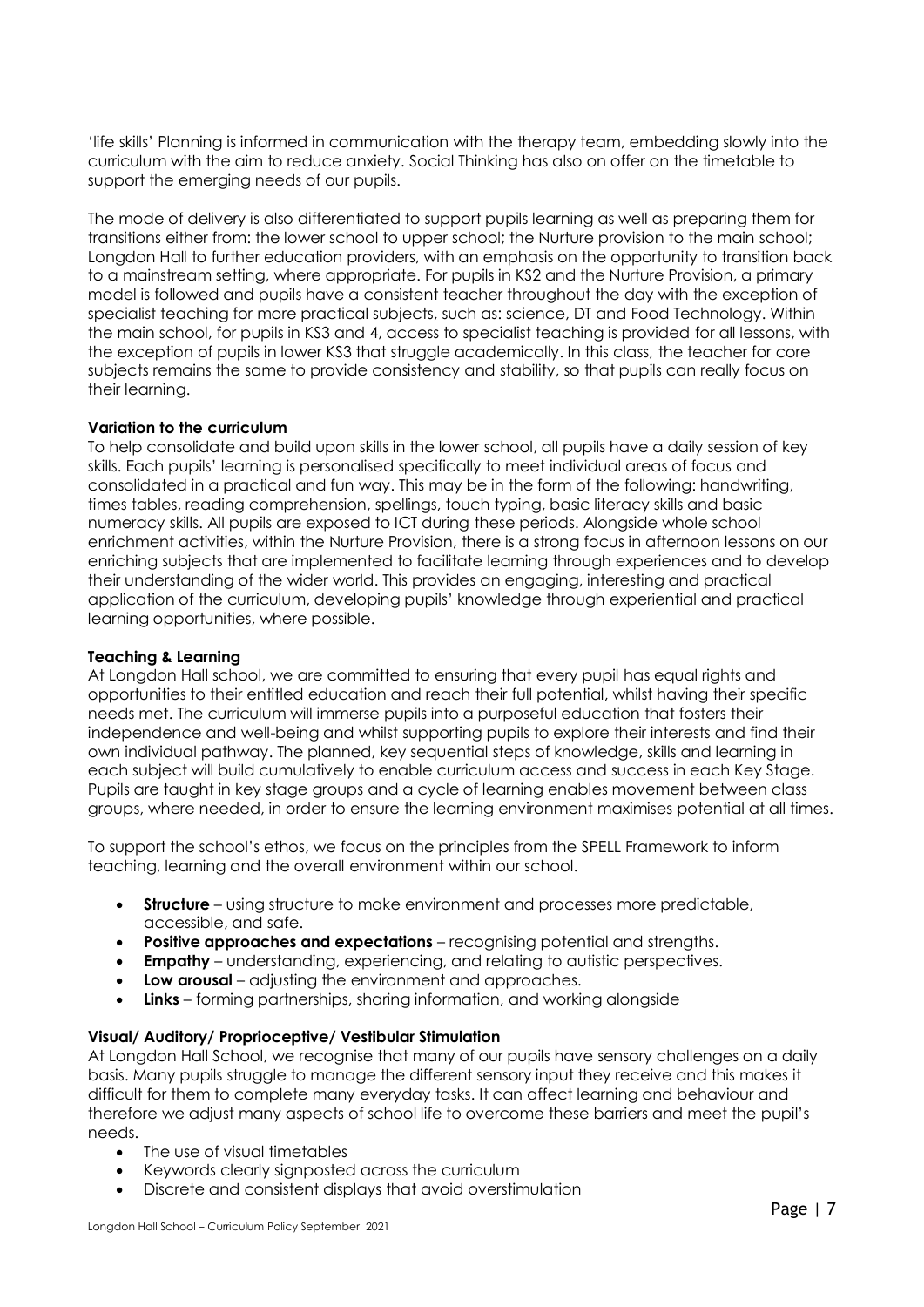'life skills' Planning is informed in communication with the therapy team, embedding slowly into the curriculum with the aim to reduce anxiety. Social Thinking has also on offer on the timetable to support the emerging needs of our pupils.

The mode of delivery is also differentiated to support pupils learning as well as preparing them for transitions either from: the lower school to upper school; the Nurture provision to the main school; Longdon Hall to further education providers, with an emphasis on the opportunity to transition back to a mainstream setting, where appropriate. For pupils in KS2 and the Nurture Provision, a primary model is followed and pupils have a consistent teacher throughout the day with the exception of specialist teaching for more practical subjects, such as: science, DT and Food Technology. Within the main school, for pupils in KS3 and 4, access to specialist teaching is provided for all lessons, with the exception of pupils in lower KS3 that struggle academically. In this class, the teacher for core subjects remains the same to provide consistency and stability, so that pupils can really focus on their learning.

**Variation to the curriculum**

To help consolidate and build upon skills in the lower school, all pupils have a daily session of key skills. Each pupils' learning is personalised specifically to meet individual areas of focus and consolidated in a practical and fun way. This may be in the form of the following: handwriting, times tables, reading comprehension, spellings, touch typing, basic literacy skills and basic numeracy skills. All pupils are exposed to ICT during these periods. Alongside whole school enrichment activities, within the Nurture Provision, there is a strong focus in afternoon lessons on our enriching subjects that are implemented to facilitate learning through experiences and to develop their understanding of the wider world. This provides an engaging, interesting and practical application of the curriculum, developing pupils' knowledge through experiential and practical learning opportunities, where possible.

**Teaching & Learning**

At Longdon Hall school, we are committed to ensuring that every pupil has equal rights and opportunities to their entitled education and reach their full potential, whilst having their specific needs met. The curriculum will immerse pupils into a purposeful education that fosters their independence and well-being and whilst supporting pupils to explore their interests and find their own individual pathway. The planned, key sequential steps of knowledge, skills and learning in each subject will build cumulatively to enable curriculum access and success in each Key Stage. Pupils are taught in key stage groups and a cycle of learning enables movement between class groups, where needed, in order to ensure the learning environment maximises potential at all times.

To support the school's ethos, we focus on the principles from the SPELL Framework to inform teaching, learning and the overall environment within our school.

- **Structure** – using structure to make environment and processes more predictable, accessible, and safe.
- **Positive approaches and expectations** – recognising potential and strengths.
- **Empathy** – understanding, experiencing, and relating to autistic perspectives.
- **Low arousal** – adjusting the environment and approaches.
- **Links** – forming partnerships, sharing information, and working alongside

**Visual/ Auditory/ Proprioceptive/ Vestibular Stimulation**

At Longdon Hall School, we recognise that many of our pupils have sensory challenges on a daily basis. Many pupils struggle to manage the different sensory input they receive and this makes it difficult for them to complete many everyday tasks. It can affect learning and behaviour and therefore we adjust many aspects of school life to overcome these barriers and meet the pupil's needs.

- The use of visual timetables
- Keywords clearly signposted across the curriculum
- Discrete and consistent displays that avoid overstimulation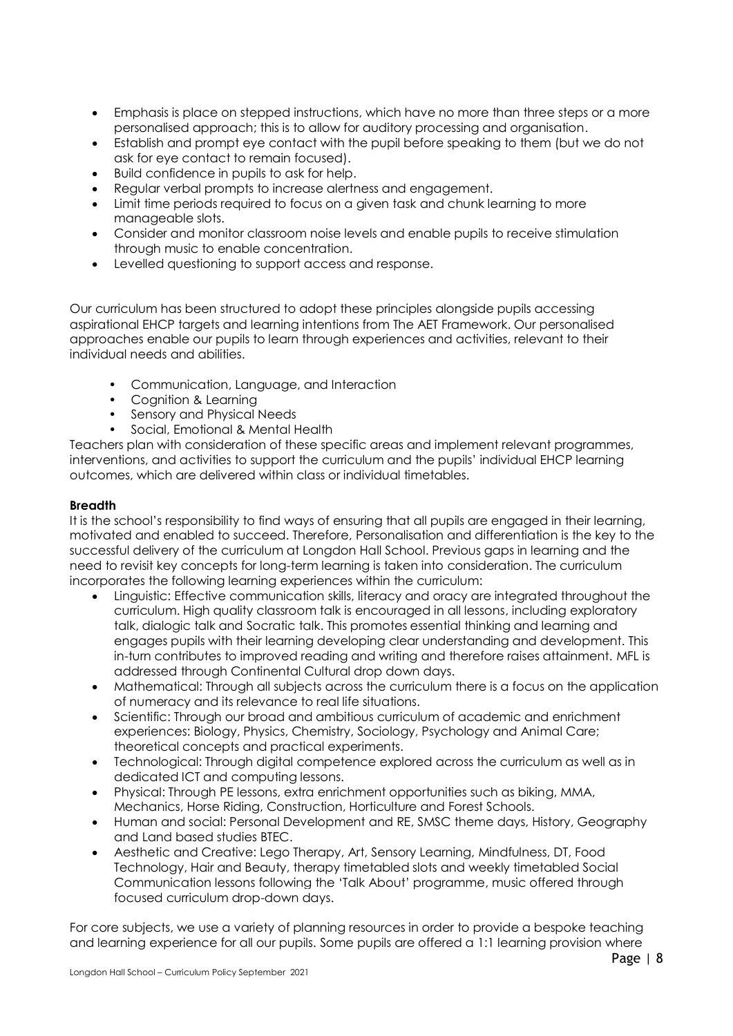- Emphasis is place on stepped instructions, which have no more than three steps or a more personalised approach; this is to allow for auditory processing and organisation.
- Establish and prompt eye contact with the pupil before speaking to them (but we do not ask for eye contact to remain focused).
- Build confidence in pupils to ask for help.
- Regular verbal prompts to increase alertness and engagement.
- Limit time periods required to focus on a given task and chunk learning to more manageable slots.
- Consider and monitor classroom noise levels and enable pupils to receive stimulation through music to enable concentration.
- Levelled questioning to support access and response.

Our curriculum has been structured to adopt these principles alongside pupils accessing aspirational EHCP targets and learning intentions from The AET Framework. Our personalised approaches enable our pupils to learn through experiences and activities, relevant to their individual needs and abilities.

- Communication, Language, and Interaction
- Cognition & Learning
- Sensory and Physical Needs
- Social, Emotional & Mental Health

Teachers plan with consideration of these specific areas and implement relevant programmes, interventions, and activities to support the curriculum and the pupils' individual EHCP learning outcomes, which are delivered within class or individual timetables.

**Breadth**

It is the school's responsibility to find ways of ensuring that all pupils are engaged in their learning, motivated and enabled to succeed. Therefore, Personalisation and differentiation is the key to the successful delivery of the curriculum at Longdon Hall School. Previous gaps in learning and the need to revisit key concepts for long-term learning is taken into consideration. The curriculum incorporates the following learning experiences within the curriculum:

- Linguistic: Effective communication skills, literacy and oracy are integrated throughout the curriculum. High quality classroom talk is encouraged in all lessons, including exploratory talk, dialogic talk and Socratic talk. This promotes essential thinking and learning and engages pupils with their learning developing clear understanding and development. This in-turn contributes to improved reading and writing and therefore raises attainment. MFL is addressed through Continental Cultural drop down days.
- Mathematical: Through all subjects across the curriculum there is a focus on the application of numeracy and its relevance to real life situations.
- Scientific: Through our broad and ambitious curriculum of academic and enrichment experiences: Biology, Physics, Chemistry, Sociology, Psychology and Animal Care; theoretical concepts and practical experiments.
- Technological: Through digital competence explored across the curriculum as well as in dedicated ICT and computing lessons.
- Physical: Through PE lessons, extra enrichment opportunities such as biking, MMA, Mechanics, Horse Riding, Construction, Horticulture and Forest Schools.
- Human and social: Personal Development and RE, SMSC theme days, History, Geography and Land based studies BTEC.
- Aesthetic and Creative: Lego Therapy, Art, Sensory Learning, Mindfulness, DT, Food Technology, Hair and Beauty, therapy timetabled slots and weekly timetabled Social Communication lessons following the 'Talk About' programme, music offered through focused curriculum drop-down days.

For core subjects, we use a variety of planning resources in order to provide a bespoke teaching and learning experience for all our pupils. Some pupils are offered a 1:1 learning provision where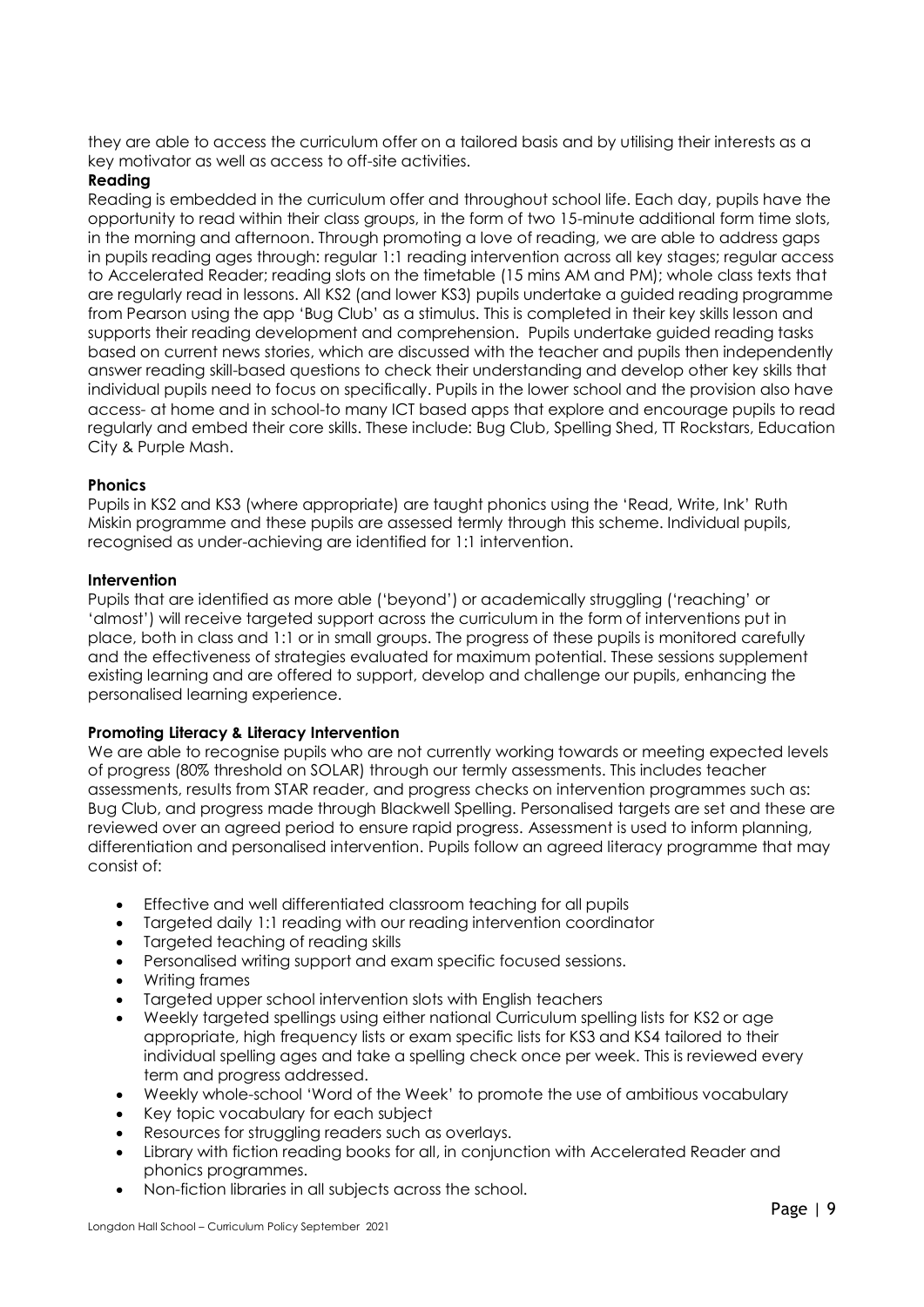they are able to access the curriculum offer on a tailored basis and by utilising their interests as a key motivator as well as access to off-site activities.

**Reading**

Reading is embedded in the curriculum offer and throughout school life. Each day, pupils have the opportunity to read within their class groups, in the form of two 15-minute additional form time slots, in the morning and afternoon. Through promoting a love of reading, we are able to address gaps in pupils reading ages through: regular 1:1 reading intervention across all key stages; regular access to Accelerated Reader; reading slots on the timetable (15 mins AM and PM); whole class texts that are regularly read in lessons. All KS2 (and lower KS3) pupils undertake a guided reading programme from Pearson using the app 'Bug Club' as a stimulus. This is completed in their key skills lesson and supports their reading development and comprehension. Pupils undertake guided reading tasks based on current news stories, which are discussed with the teacher and pupils then independently answer reading skill-based questions to check their understanding and develop other key skills that individual pupils need to focus on specifically. Pupils in the lower school and the provision also have access- at home and in school-to many ICT based apps that explore and encourage pupils to read regularly and embed their core skills. These include: Bug Club, Spelling Shed, TT Rockstars, Education City & Purple Mash.

**Phonics**

Pupils in KS2 and KS3 (where appropriate) are taught phonics using the 'Read, Write, Ink' Ruth Miskin programme and these pupils are assessed termly through this scheme. Individual pupils, recognised as under-achieving are identified for 1:1 intervention.

**Intervention**

Pupils that are identified as more able ('beyond') or academically struggling ('reaching' or 'almost') will receive targeted support across the curriculum in the form of interventions put in place, both in class and 1:1 or in small groups. The progress of these pupils is monitored carefully and the effectiveness of strategies evaluated for maximum potential. These sessions supplement existing learning and are offered to support, develop and challenge our pupils, enhancing the personalised learning experience.

**Promoting Literacy & Literacy Intervention**

We are able to recognise pupils who are not currently working towards or meeting expected levels of progress (80% threshold on SOLAR) through our termly assessments. This includes teacher assessments, results from STAR reader, and progress checks on intervention programmes such as: Bug Club, and progress made through Blackwell Spelling. Personalised targets are set and these are reviewed over an agreed period to ensure rapid progress. Assessment is used to inform planning, differentiation and personalised intervention. Pupils follow an agreed literacy programme that may consist of:

- Effective and well differentiated classroom teaching for all pupils
- Targeted daily 1:1 reading with our reading intervention coordinator
- Targeted teaching of reading skills
- Personalised writing support and exam specific focused sessions.
- Writing frames
- Targeted upper school intervention slots with English teachers
- Weekly targeted spellings using either national Curriculum spelling lists for KS2 or age appropriate, high frequency lists or exam specific lists for KS3 and KS4 tailored to their individual spelling ages and take a spelling check once per week. This is reviewed every term and progress addressed.
- Weekly whole-school 'Word of the Week' to promote the use of ambitious vocabulary
- Key topic vocabulary for each subject
- Resources for struggling readers such as overlays.
- Library with fiction reading books for all, in conjunction with Accelerated Reader and phonics programmes.
- Non-fiction libraries in all subjects across the school.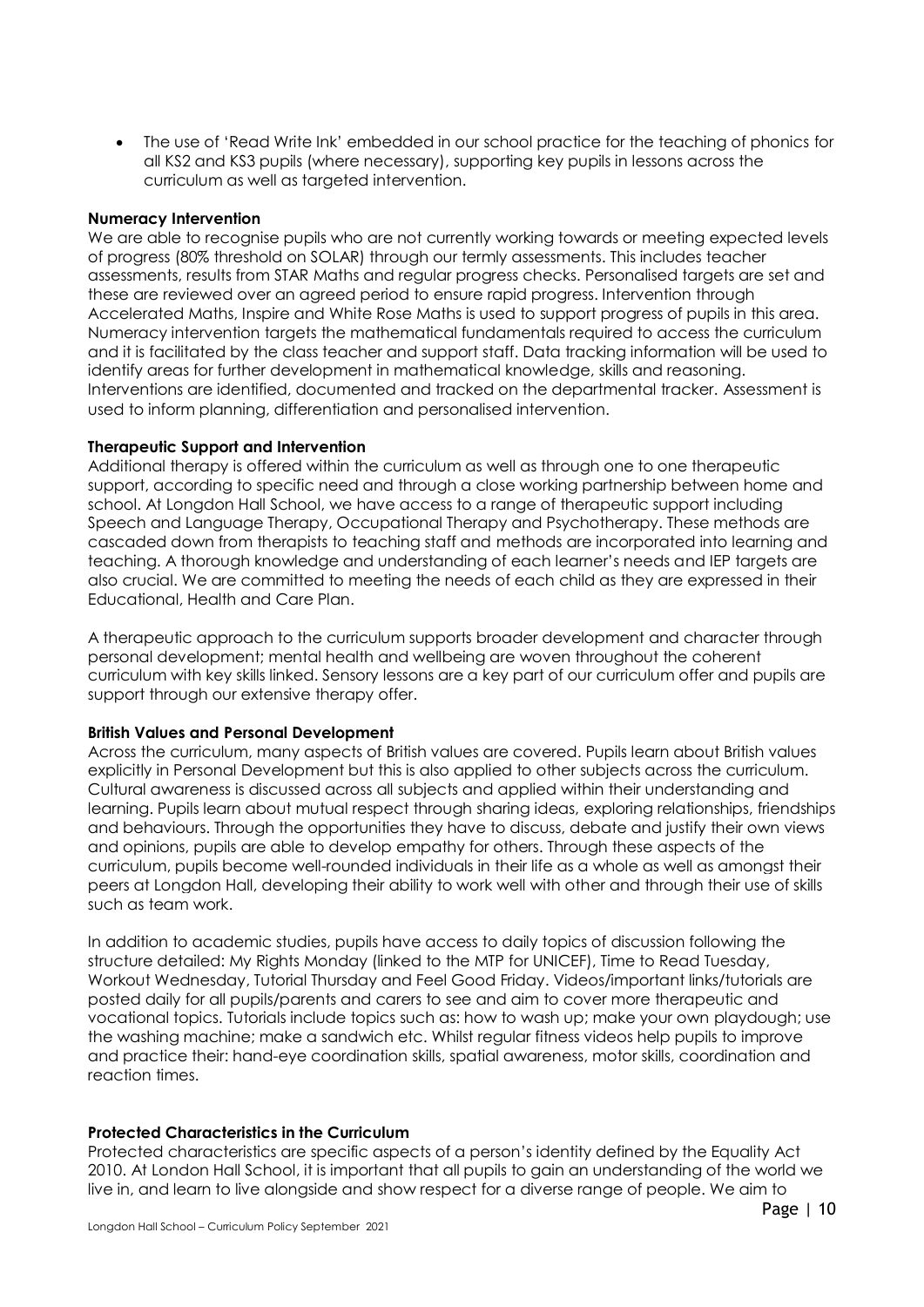- The use of 'Read Write Ink' embedded in our school practice for the teaching of phonics for all KS2 and KS3 pupils (where necessary), supporting key pupils in lessons across the curriculum as well as targeted intervention.

**Numeracy Intervention**

We are able to recognise pupils who are not currently working towards or meeting expected levels of progress (80% threshold on SOLAR) through our termly assessments. This includes teacher assessments, results from STAR Maths and regular progress checks. Personalised targets are set and these are reviewed over an agreed period to ensure rapid progress. Intervention through Accelerated Maths, Inspire and White Rose Maths is used to support progress of pupils in this area. Numeracy intervention targets the mathematical fundamentals required to access the curriculum and it is facilitated by the class teacher and support staff. Data tracking information will be used to identify areas for further development in mathematical knowledge, skills and reasoning. Interventions are identified, documented and tracked on the departmental tracker. Assessment is used to inform planning, differentiation and personalised intervention.

**Therapeutic Support and Intervention**

Additional therapy is offered within the curriculum as well as through one to one therapeutic support, according to specific need and through a close working partnership between home and school. At Longdon Hall School, we have access to a range of therapeutic support including Speech and Language Therapy, Occupational Therapy and Psychotherapy. These methods are cascaded down from therapists to teaching staff and methods are incorporated into learning and teaching. A thorough knowledge and understanding of each learner's needs and IEP targets are also crucial. We are committed to meeting the needs of each child as they are expressed in their Educational, Health and Care Plan.

A therapeutic approach to the curriculum supports broader development and character through personal development; mental health and wellbeing are woven throughout the coherent curriculum with key skills linked. Sensory lessons are a key part of our curriculum offer and pupils are support through our extensive therapy offer.

**British Values and Personal Development**

Across the curriculum, many aspects of British values are covered. Pupils learn about British values explicitly in Personal Development but this is also applied to other subjects across the curriculum. Cultural awareness is discussed across all subjects and applied within their understanding and learning. Pupils learn about mutual respect through sharing ideas, exploring relationships, friendships and behaviours. Through the opportunities they have to discuss, debate and justify their own views and opinions, pupils are able to develop empathy for others. Through these aspects of the curriculum, pupils become well-rounded individuals in their life as a whole as well as amongst their peers at Longdon Hall, developing their ability to work well with other and through their use of skills such as team work.

In addition to academic studies, pupils have access to daily topics of discussion following the structure detailed: My Rights Monday (linked to the MTP for UNICEF), Time to Read Tuesday, Workout Wednesday, Tutorial Thursday and Feel Good Friday. Videos/important links/tutorials are posted daily for all pupils/parents and carers to see and aim to cover more therapeutic and vocational topics. Tutorials include topics such as: how to wash up; make your own playdough; use the washing machine; make a sandwich etc. Whilst regular fitness videos help pupils to improve and practice their: hand-eye coordination skills, spatial awareness, motor skills, coordination and reaction times.

**Protected Characteristics in the Curriculum**

Protected characteristics are specific aspects of a person's identity defined by the Equality Act 2010. At London Hall School, it is important that all pupils to gain an understanding of the world we live in, and learn to live alongside and show respect for a diverse range of people. We aim to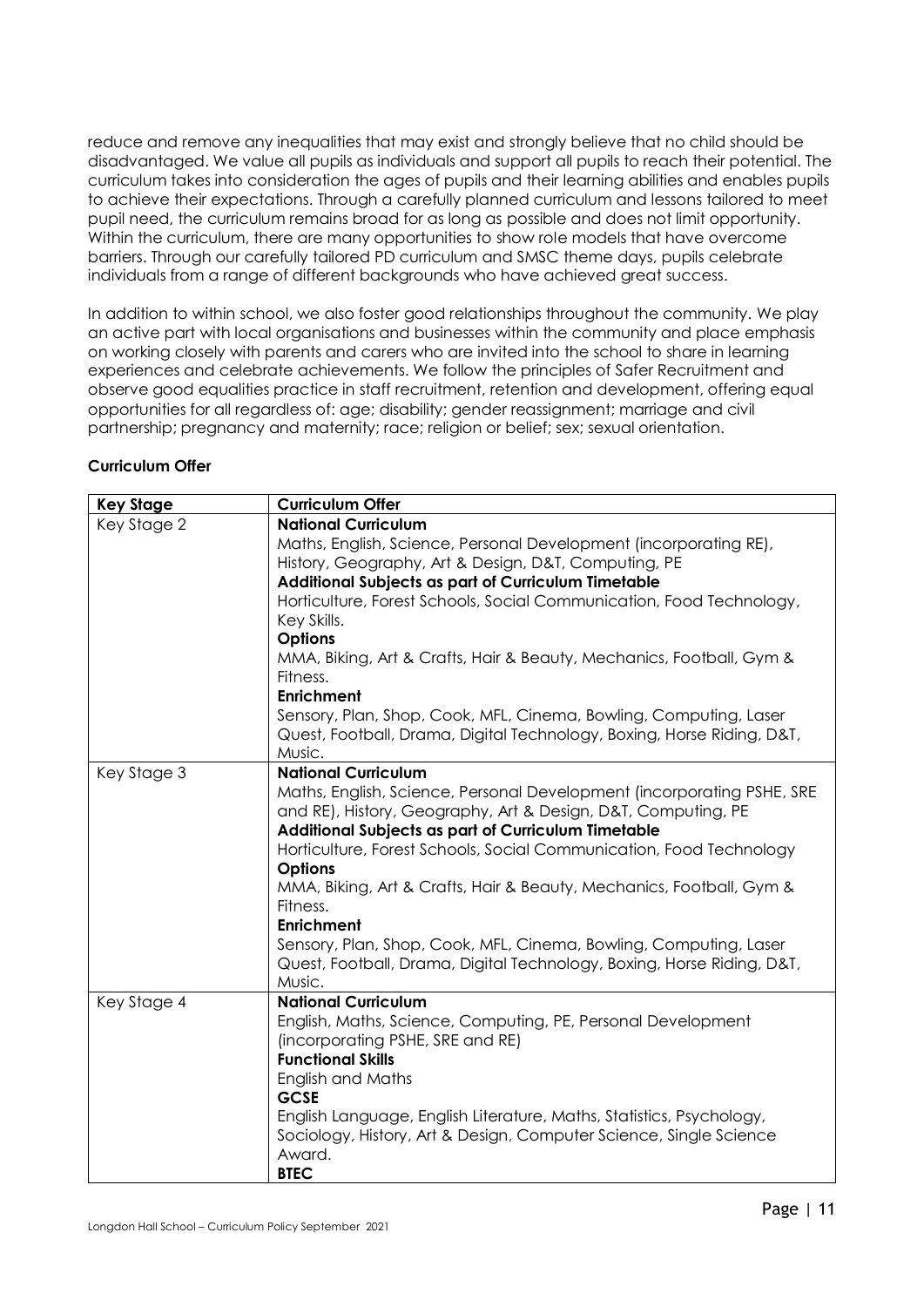reduce and remove any inequalities that may exist and strongly believe that no child should be disadvantaged. We value all pupils as individuals and support all pupils to reach their potential. The curriculum takes into consideration the ages of pupils and their learning abilities and enables pupils to achieve their expectations. Through a carefully planned curriculum and lessons tailored to meet pupil need, the curriculum remains broad for as long as possible and does not limit opportunity. Within the curriculum, there are many opportunities to show role models that have overcome barriers. Through our carefully tailored PD curriculum and SMSC theme days, pupils celebrate individuals from a range of different backgrounds who have achieved great success.

In addition to within school, we also foster good relationships throughout the community. We play an active part with local organisations and businesses within the community and place emphasis on working closely with parents and carers who are invited into the school to share in learning experiences and celebrate achievements. We follow the principles of Safer Recruitment and observe good equalities practice in staff recruitment, retention and development, offering equal opportunities for all regardless of: age; disability; gender reassignment; marriage and civil partnership; pregnancy and maternity; race; religion or belief; sex; sexual orientation.

**Curriculum Offer**

| **Key Stage** | **Curriculum Offer** |
|---|---|
| Key Stage 2 | **National Curriculum**<br>Maths, English, Science, Personal Development (incorporating RE), History, Geography, Art & Design, D&T, Computing, PE<br>**Additional Subjects as part of Curriculum Timetable**<br>Horticulture, Forest Schools, Social Communication, Food Technology, Key Skills.<br>**Options**<br>MMA, Biking, Art & Crafts, Hair & Beauty, Mechanics, Football, Gym & Fitness.<br>**Enrichment**<br>Sensory, Plan, Shop, Cook, MFL, Cinema, Bowling, Computing, Laser Quest, Football, Drama, Digital Technology, Boxing, Horse Riding, D&T, Music. |
| Key Stage 3 | **National Curriculum**<br>Maths, English, Science, Personal Development (incorporating PSHE, SRE and RE), History, Geography, Art & Design, D&T, Computing, PE<br>**Additional Subjects as part of Curriculum Timetable**<br>Horticulture, Forest Schools, Social Communication, Food Technology<br>**Options**<br>MMA, Biking, Art & Crafts, Hair & Beauty, Mechanics, Football, Gym & Fitness.<br>**Enrichment**<br>Sensory, Plan, Shop, Cook, MFL, Cinema, Bowling, Computing, Laser Quest, Football, Drama, Digital Technology, Boxing, Horse Riding, D&T, Music. |
| Key Stage 4 | **National Curriculum**<br>English, Maths, Science, Computing, PE, Personal Development (incorporating PSHE, SRE and RE)<br>**Functional Skills**<br>English and Maths<br>**GCSE**<br>English Language, English Literature, Maths, Statistics, Psychology, Sociology, History, Art & Design, Computer Science, Single Science Award.<br>**BTEC** |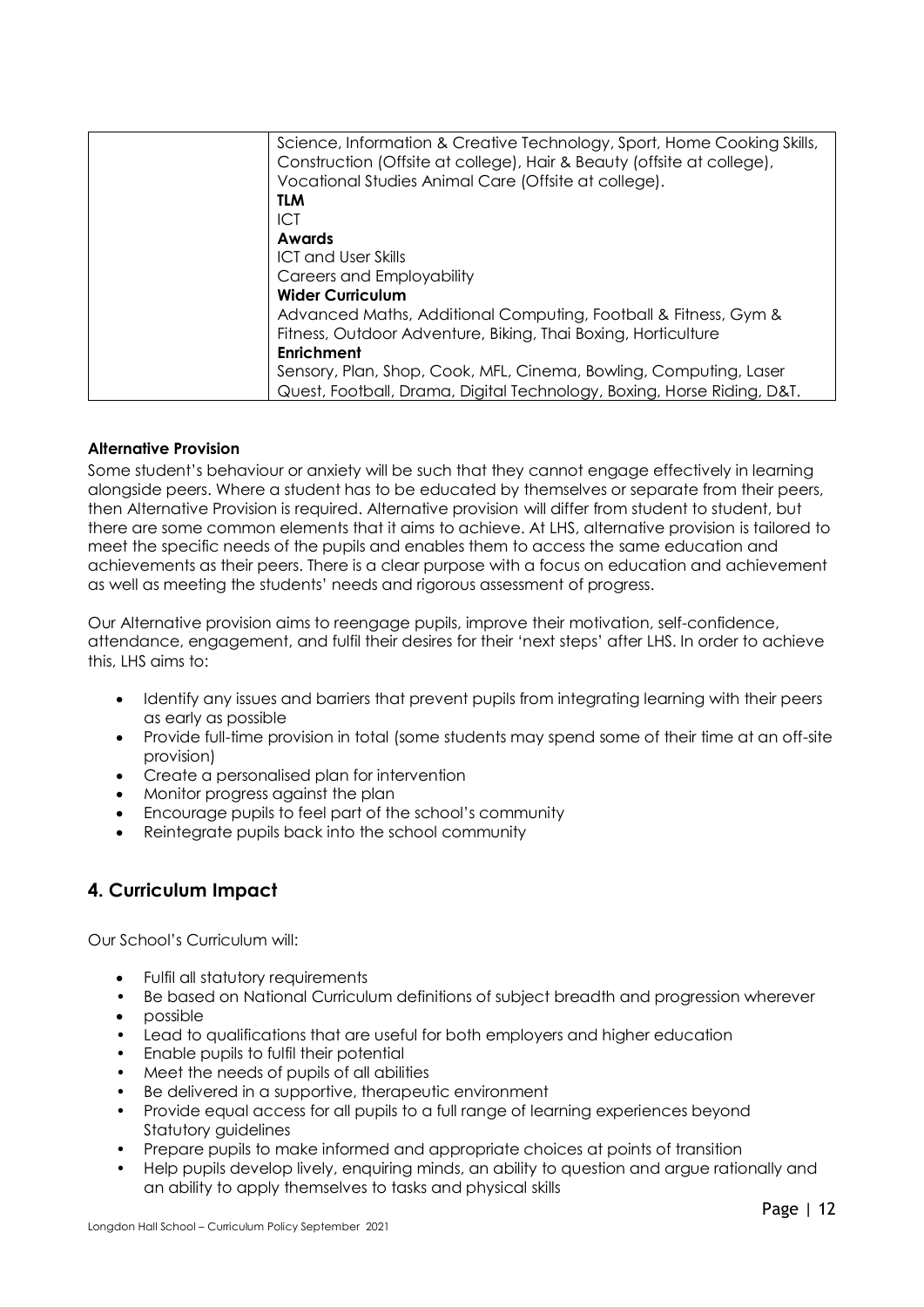| | Science, Information & Creative Technology, Sport, Home Cooking Skills, Construction (Offsite at college), Hair & Beauty (offsite at college), Vocational Studies Animal Care (Offsite at college).<br>**TLM**<br>ICT<br>**Awards**<br>ICT and User Skills<br>Careers and Employability<br>**Wider Curriculum**<br>Advanced Maths, Additional Computing, Football & Fitness, Gym & Fitness, Outdoor Adventure, Biking, Thai Boxing, Horticulture<br>**Enrichment**<br>Sensory, Plan, Shop, Cook, MFL, Cinema, Bowling, Computing, Laser Quest, Football, Drama, Digital Technology, Boxing, Horse Riding, D&T. |
|---|---|

**Alternative Provision**

Some student's behaviour or anxiety will be such that they cannot engage effectively in learning alongside peers. Where a student has to be educated by themselves or separate from their peers, then Alternative Provision is required. Alternative provision will differ from student to student, but there are some common elements that it aims to achieve. At LHS, alternative provision is tailored to meet the specific needs of the pupils and enables them to access the same education and achievements as their peers. There is a clear purpose with a focus on education and achievement as well as meeting the students' needs and rigorous assessment of progress.

Our Alternative provision aims to reengage pupils, improve their motivation, self-confidence, attendance, engagement, and fulfil their desires for their 'next steps' after LHS. In order to achieve this, LHS aims to:

- Identify any issues and barriers that prevent pupils from integrating learning with their peers as early as possible
- Provide full-time provision in total (some students may spend some of their time at an off-site provision)
- Create a personalised plan for intervention
- Monitor progress against the plan
- Encourage pupils to feel part of the school's community
- Reintegrate pupils back into the school community

## 4. Curriculum Impact

Our School's Curriculum will:

- Fulfil all statutory requirements
- Be based on National Curriculum definitions of subject breadth and progression wherever
- possible
- Lead to qualifications that are useful for both employers and higher education
- Enable pupils to fulfil their potential
- Meet the needs of pupils of all abilities
- Be delivered in a supportive, therapeutic environment
- Provide equal access for all pupils to a full range of learning experiences beyond Statutory guidelines
- Prepare pupils to make informed and appropriate choices at points of transition
- Help pupils develop lively, enquiring minds, an ability to question and argue rationally and an ability to apply themselves to tasks and physical skills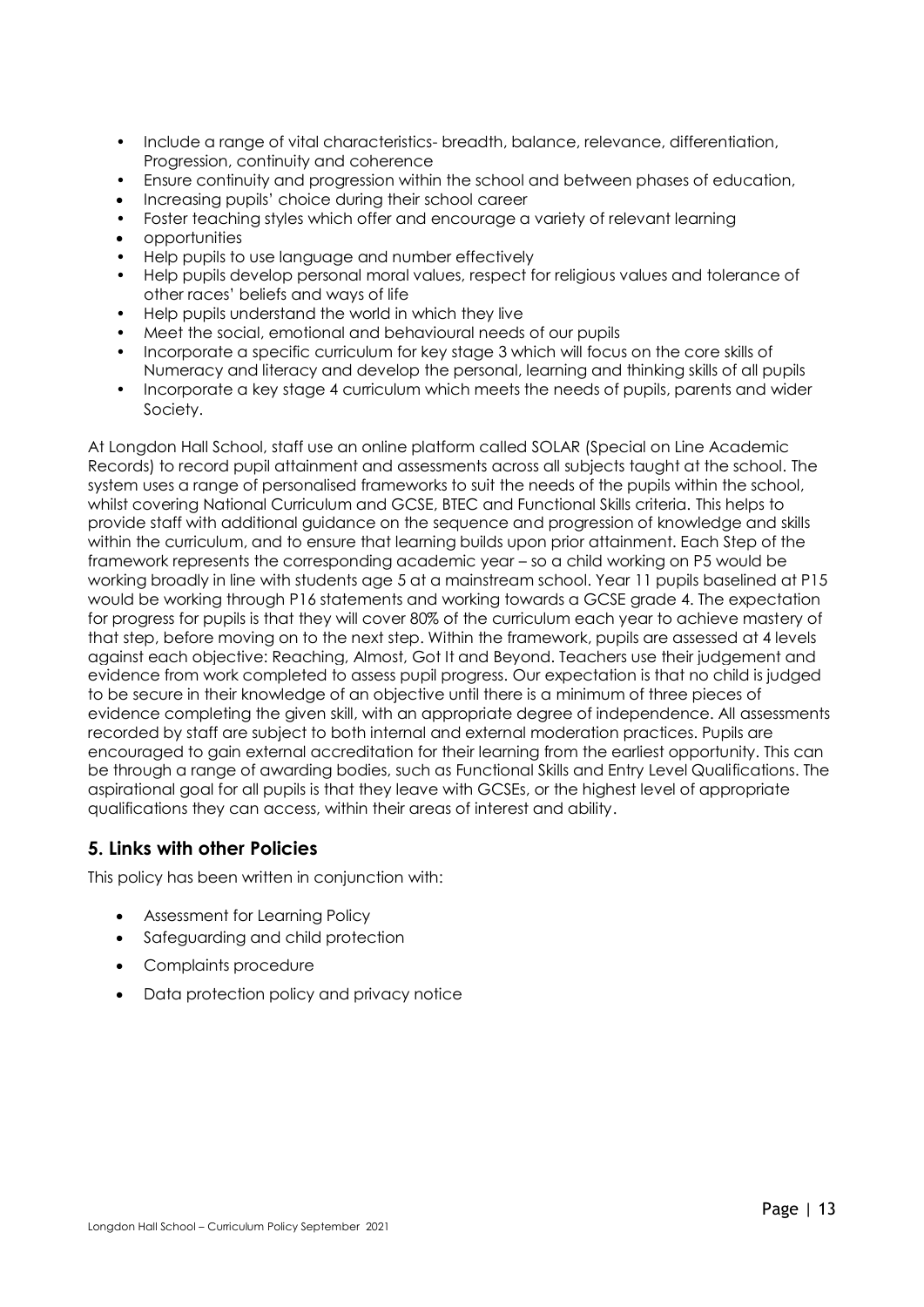- Include a range of vital characteristics- breadth, balance, relevance, differentiation, Progression, continuity and coherence
- Ensure continuity and progression within the school and between phases of education,
- Increasing pupils' choice during their school career
- Foster teaching styles which offer and encourage a variety of relevant learning
- opportunities
- Help pupils to use language and number effectively
- Help pupils develop personal moral values, respect for religious values and tolerance of other races' beliefs and ways of life
- Help pupils understand the world in which they live
- Meet the social, emotional and behavioural needs of our pupils
- Incorporate a specific curriculum for key stage 3 which will focus on the core skills of Numeracy and literacy and develop the personal, learning and thinking skills of all pupils
- Incorporate a key stage 4 curriculum which meets the needs of pupils, parents and wider Society.

At Longdon Hall School, staff use an online platform called SOLAR (Special on Line Academic Records) to record pupil attainment and assessments across all subjects taught at the school. The system uses a range of personalised frameworks to suit the needs of the pupils within the school, whilst covering National Curriculum and GCSE, BTEC and Functional Skills criteria. This helps to provide staff with additional guidance on the sequence and progression of knowledge and skills within the curriculum, and to ensure that learning builds upon prior attainment. Each Step of the framework represents the corresponding academic year – so a child working on P5 would be working broadly in line with students age 5 at a mainstream school. Year 11 pupils baselined at P15 would be working through P16 statements and working towards a GCSE grade 4. The expectation for progress for pupils is that they will cover 80% of the curriculum each year to achieve mastery of that step, before moving on to the next step. Within the framework, pupils are assessed at 4 levels against each objective: Reaching, Almost, Got It and Beyond. Teachers use their judgement and evidence from work completed to assess pupil progress. Our expectation is that no child is judged to be secure in their knowledge of an objective until there is a minimum of three pieces of evidence completing the given skill, with an appropriate degree of independence. All assessments recorded by staff are subject to both internal and external moderation practices. Pupils are encouraged to gain external accreditation for their learning from the earliest opportunity. This can be through a range of awarding bodies, such as Functional Skills and Entry Level Qualifications. The aspirational goal for all pupils is that they leave with GCSEs, or the highest level of appropriate qualifications they can access, within their areas of interest and ability.

## 5. Links with other Policies

This policy has been written in conjunction with:

- Assessment for Learning Policy
- Safeguarding and child protection
- Complaints procedure
- Data protection policy and privacy notice